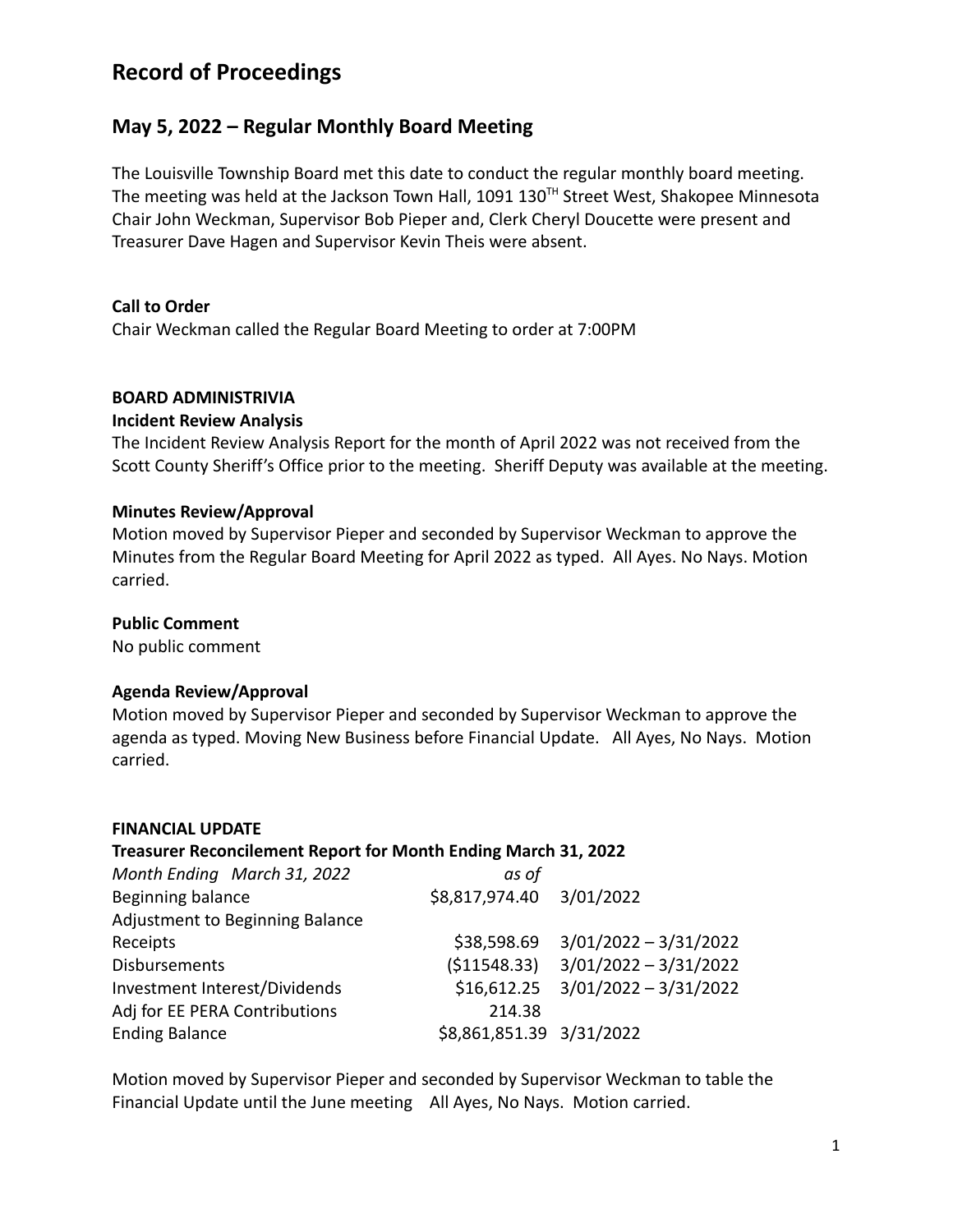# Record of Proceedings

## May 5, 2022 – Regular Monthly Board Meeting

The Louisville Township Board met this date to conduct the regular monthly board meeting. The meeting was held at the Jackson Town Hall, 1091 130TH Street West, Shakopee Minnesota Chair John Weckman, Supervisor Bob Pieper and, Clerk Cheryl Doucette were present and Treasurer Dave Hagen and Supervisor Kevin Theis were absent.

**Call to Order**

Chair Weckman called the Regular Board Meeting to order at 7:00PM

**BOARD ADMINISTRIVIA**

**Incident Review Analysis**

The Incident Review Analysis Report for the month of April 2022 was not received from the Scott County Sheriff's Office prior to the meeting. Sheriff Deputy was available at the meeting.

**Minutes Review/Approval**

Motion moved by Supervisor Pieper and seconded by Supervisor Weckman to approve the Minutes from the Regular Board Meeting for April 2022 as typed. All Ayes. No Nays. Motion carried.

**Public Comment**

No public comment

**Agenda Review/Approval**

Motion moved by Supervisor Pieper and seconded by Supervisor Weckman to approve the agenda as typed. Moving New Business before Financial Update. All Ayes, No Nays. Motion carried.

**FINANCIAL UPDATE**

**Treasurer Reconcilement Report for Month Ending March 31, 2022**

| *Month Ending March 31, 2022* | *as of* | |
|---|---|---|
| Beginning balance | $8,817,974.40 | 3/01/2022 |
| Adjustment to Beginning Balance | | |
| Receipts | $38,598.69 | 3/01/2022 – 3/31/2022 |
| Disbursements | ($11548.33) | 3/01/2022 – 3/31/2022 |
| Investment Interest/Dividends | $16,612.25 | 3/01/2022 – 3/31/2022 |
| Adj for EE PERA Contributions | 214.38 | |
| Ending Balance | $8,861,851.39 | 3/31/2022 |

Motion moved by Supervisor Pieper and seconded by Supervisor Weckman to table the Financial Update until the June meeting All Ayes, No Nays. Motion carried.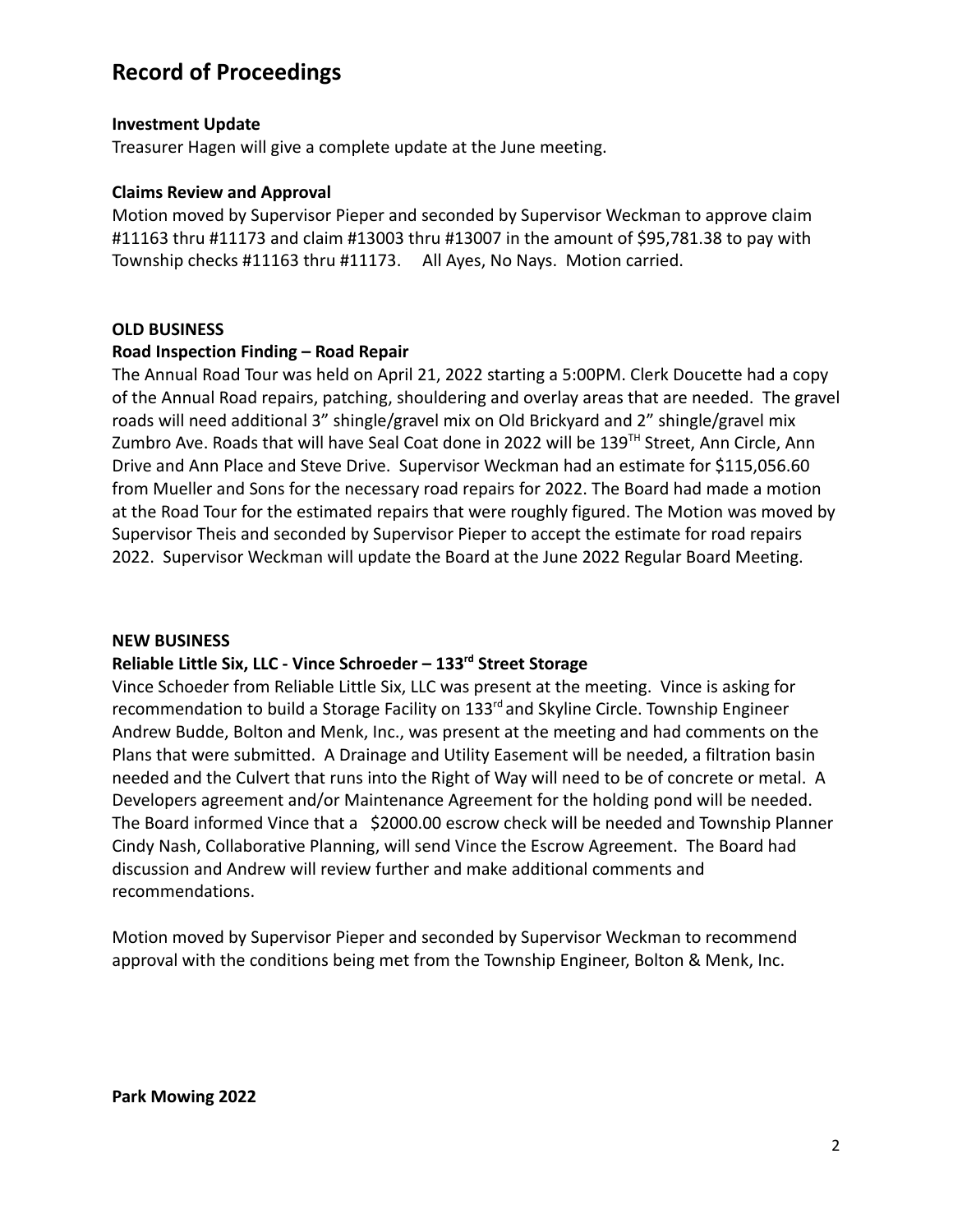# Record of Proceedings

**Investment Update**

Treasurer Hagen will give a complete update at the June meeting.

**Claims Review and Approval**

Motion moved by Supervisor Pieper and seconded by Supervisor Weckman to approve claim #11163 thru #11173 and claim #13003 thru #13007 in the amount of $95,781.38 to pay with Township checks #11163 thru #11173. All Ayes, No Nays. Motion carried.

**OLD BUSINESS**

**Road Inspection Finding – Road Repair**

The Annual Road Tour was held on April 21, 2022 starting a 5:00PM. Clerk Doucette had a copy of the Annual Road repairs, patching, shouldering and overlay areas that are needed. The gravel roads will need additional 3" shingle/gravel mix on Old Brickyard and 2" shingle/gravel mix Zumbro Ave. Roads that will have Seal Coat done in 2022 will be 139TH Street, Ann Circle, Ann Drive and Ann Place and Steve Drive. Supervisor Weckman had an estimate for $115,056.60 from Mueller and Sons for the necessary road repairs for 2022. The Board had made a motion at the Road Tour for the estimated repairs that were roughly figured. The Motion was moved by Supervisor Theis and seconded by Supervisor Pieper to accept the estimate for road repairs 2022. Supervisor Weckman will update the Board at the June 2022 Regular Board Meeting.

**NEW BUSINESS**

**Reliable Little Six, LLC - Vince Schroeder – 133rd Street Storage**

Vince Schoeder from Reliable Little Six, LLC was present at the meeting. Vince is asking for recommendation to build a Storage Facility on 133rd and Skyline Circle. Township Engineer Andrew Budde, Bolton and Menk, Inc., was present at the meeting and had comments on the Plans that were submitted. A Drainage and Utility Easement will be needed, a filtration basin needed and the Culvert that runs into the Right of Way will need to be of concrete or metal. A Developers agreement and/or Maintenance Agreement for the holding pond will be needed. The Board informed Vince that a $2000.00 escrow check will be needed and Township Planner Cindy Nash, Collaborative Planning, will send Vince the Escrow Agreement. The Board had discussion and Andrew will review further and make additional comments and recommendations.

Motion moved by Supervisor Pieper and seconded by Supervisor Weckman to recommend approval with the conditions being met from the Township Engineer, Bolton & Menk, Inc.

**Park Mowing 2022**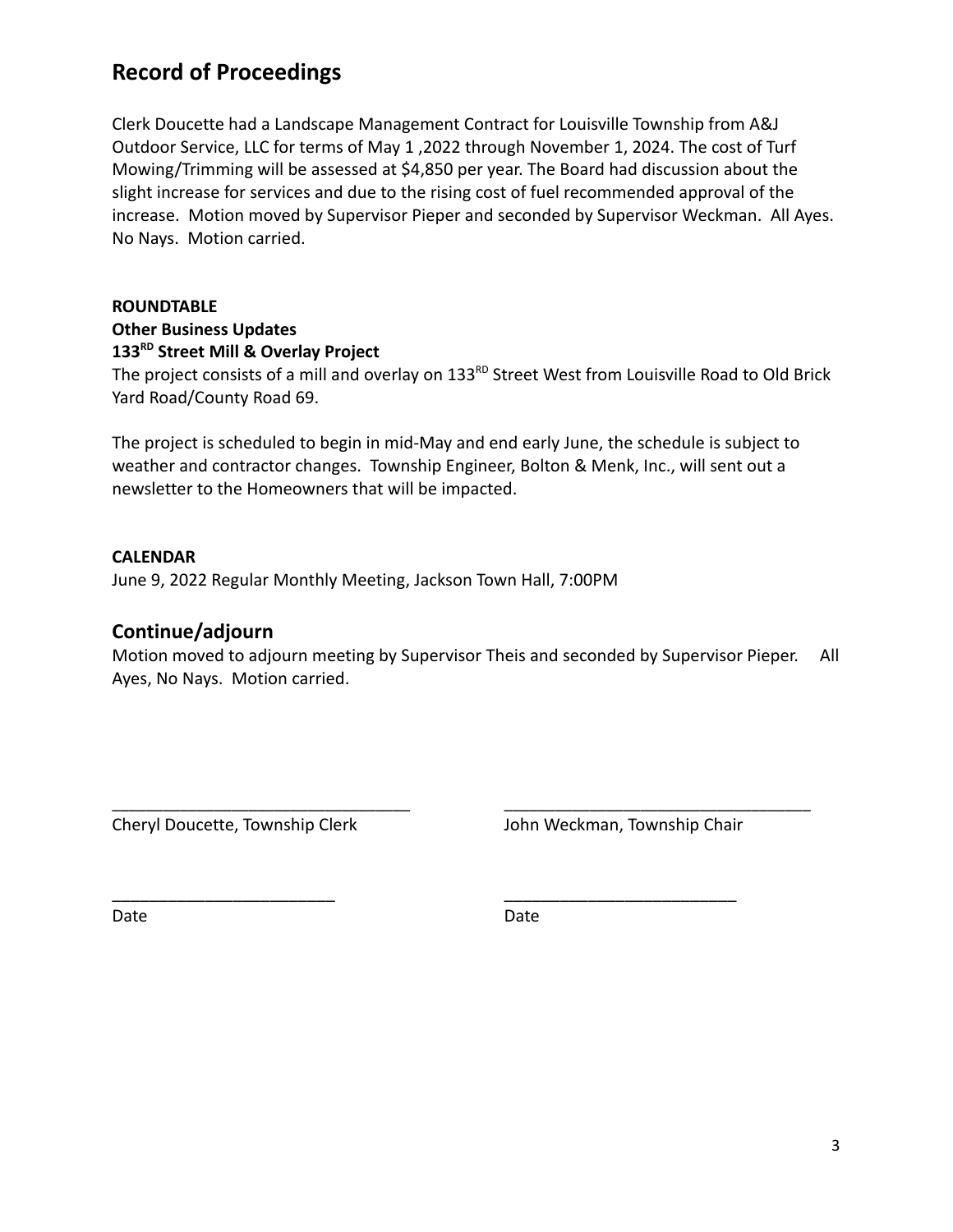## Record of Proceedings

Clerk Doucette had a Landscape Management Contract for Louisville Township from A&J Outdoor Service, LLC for terms of May 1 ,2022 through November 1, 2024. The cost of Turf Mowing/Trimming will be assessed at $4,850 per year. The Board had discussion about the slight increase for services and due to the rising cost of fuel recommended approval of the increase. Motion moved by Supervisor Pieper and seconded by Supervisor Weckman. All Ayes. No Nays. Motion carried.

**ROUNDTABLE**

**Other Business Updates**

**133RD Street Mill & Overlay Project**

The project consists of a mill and overlay on 133RD Street West from Louisville Road to Old Brick Yard Road/County Road 69.

The project is scheduled to begin in mid-May and end early June, the schedule is subject to weather and contractor changes. Township Engineer, Bolton & Menk, Inc., will sent out a newsletter to the Homeowners that will be impacted.

**CALENDAR**

June 9, 2022 Regular Monthly Meeting, Jackson Town Hall, 7:00PM

## Continue/adjourn

Motion moved to adjourn meeting by Supervisor Theis and seconded by Supervisor Pieper. All Ayes, No Nays. Motion carried.

________________________________ ________________________________

Cheryl Doucette, Township Clerk John Weckman, Township Chair

________________________ ________________________

Date Date